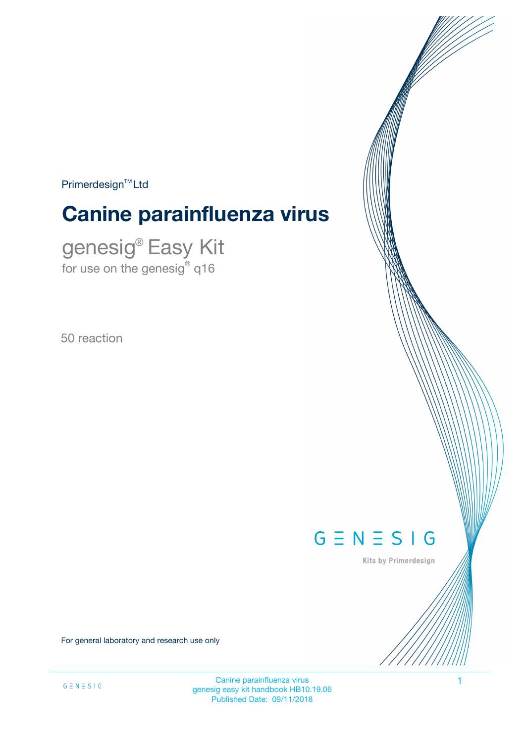Primerdesign™ Ltd

# Canine parainfluenza virus

## genesig® Easy Kit

for use on the genesig® q16

50 reaction

GENESIG

Kits by Primerdesign

For general laboratory and research use only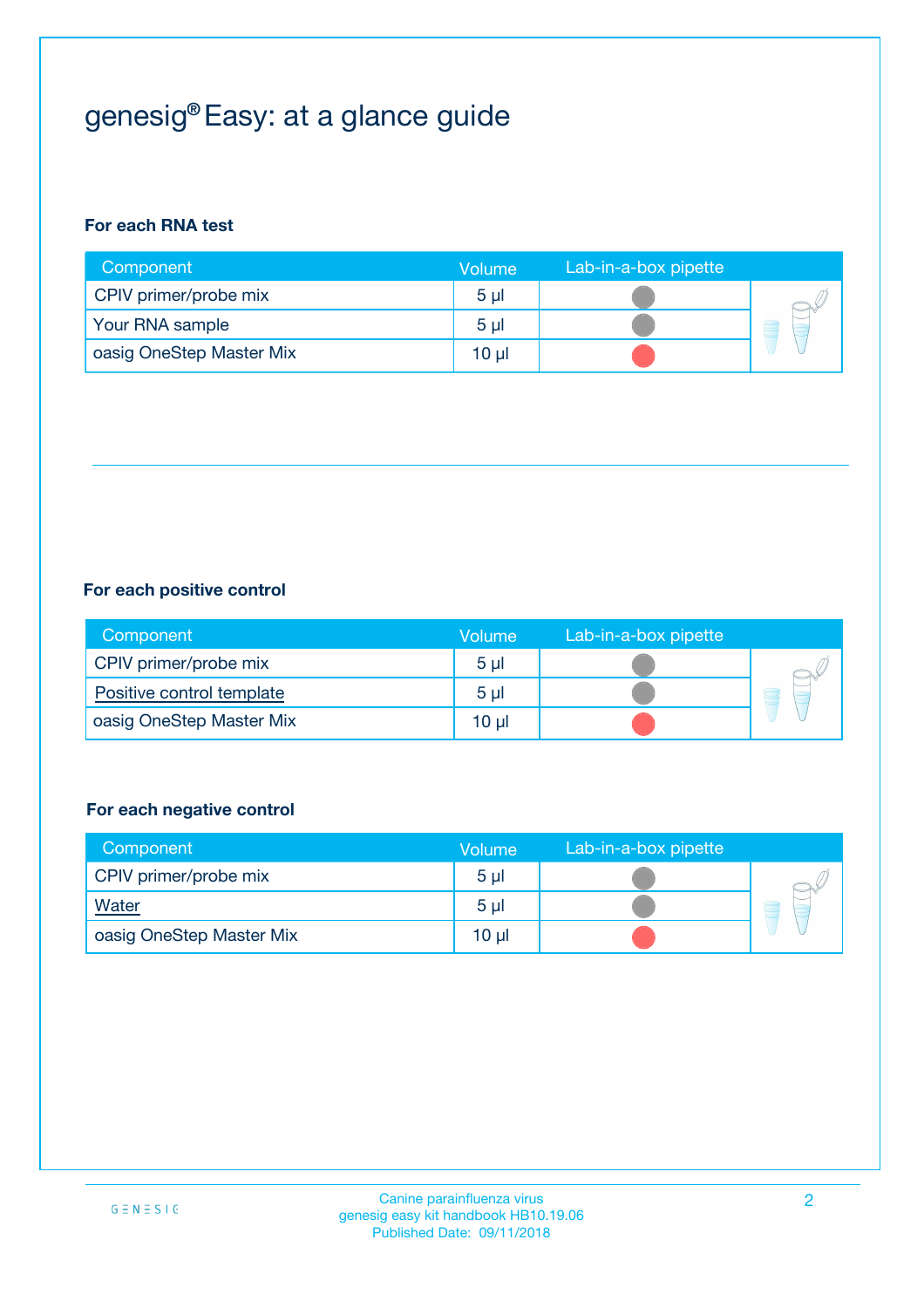# genesig® Easy: at a glance guide

### For each RNA test

| Component | Volume | Lab-in-a-box pipette |
|---|---|---|
| CPIV primer/probe mix | 5 µl | |
| Your RNA sample | 5 µl | |
| oasig OneStep Master Mix | 10 µl | |

### For each positive control

| Component | Volume | Lab-in-a-box pipette |
|---|---|---|
| CPIV primer/probe mix | 5 µl | |
| Positive control template | 5 µl | |
| oasig OneStep Master Mix | 10 µl | |

### For each negative control

| Component | Volume | Lab-in-a-box pipette |
|---|---|---|
| CPIV primer/probe mix | 5 µl | |
| Water | 5 µl | |
| oasig OneStep Master Mix | 10 µl | |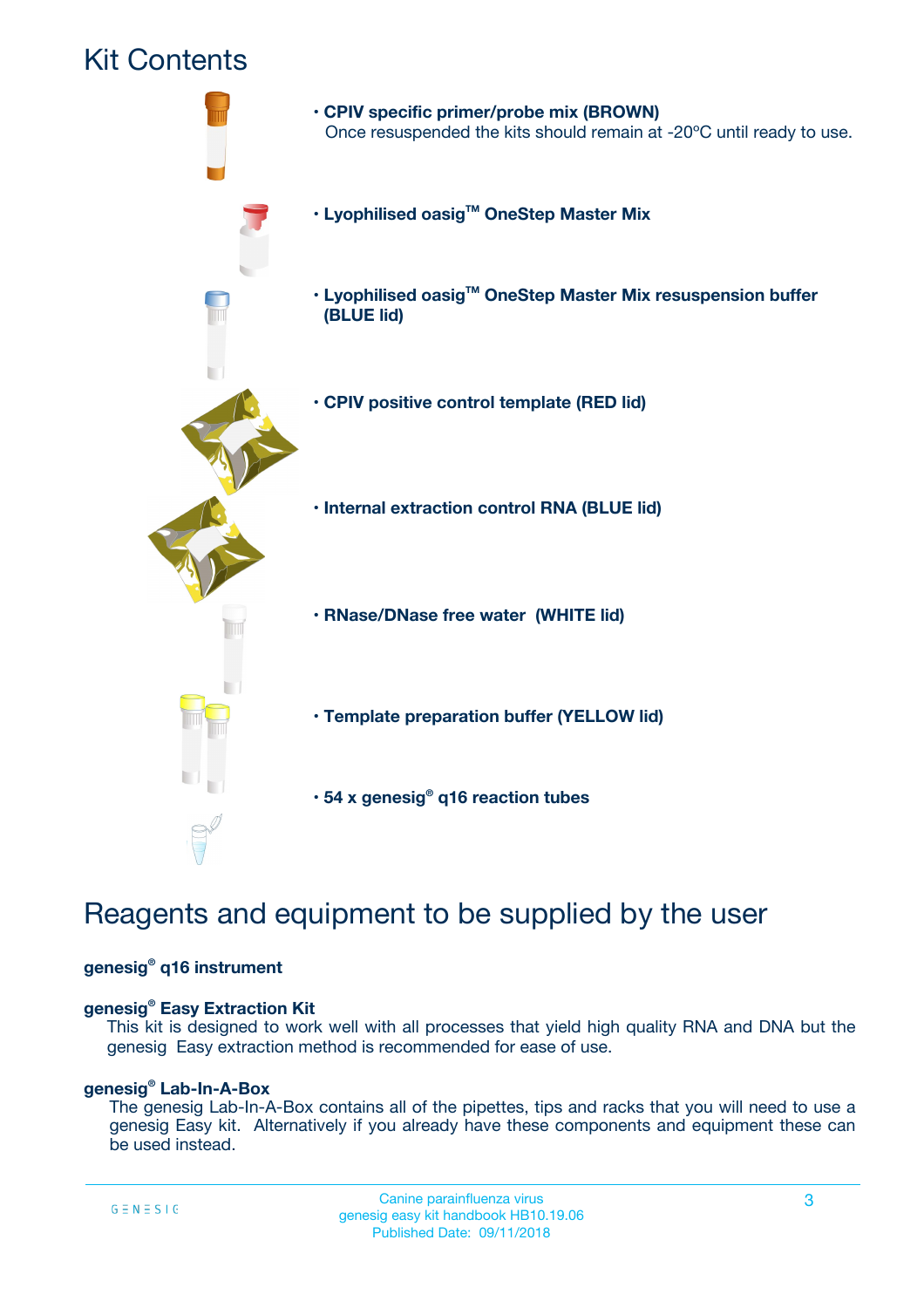# Kit Contents

- **CPIV specific primer/probe mix (BROWN)**
  Once resuspended the kits should remain at -20ºC until ready to use.
- **Lyophilised oasig™ OneStep Master Mix**
- **Lyophilised oasig™ OneStep Master Mix resuspension buffer (BLUE lid)**
- **CPIV positive control template (RED lid)**
- **Internal extraction control RNA (BLUE lid)**
- **RNase/DNase free water (WHITE lid)**
- **Template preparation buffer (YELLOW lid)**
- **54 x genesig® q16 reaction tubes**

# Reagents and equipment to be supplied by the user

**genesig® q16 instrument**

**genesig® Easy Extraction Kit**

This kit is designed to work well with all processes that yield high quality RNA and DNA but the genesig Easy extraction method is recommended for ease of use.

**genesig® Lab-In-A-Box**

The genesig Lab-In-A-Box contains all of the pipettes, tips and racks that you will need to use a genesig Easy kit. Alternatively if you already have these components and equipment these can be used instead.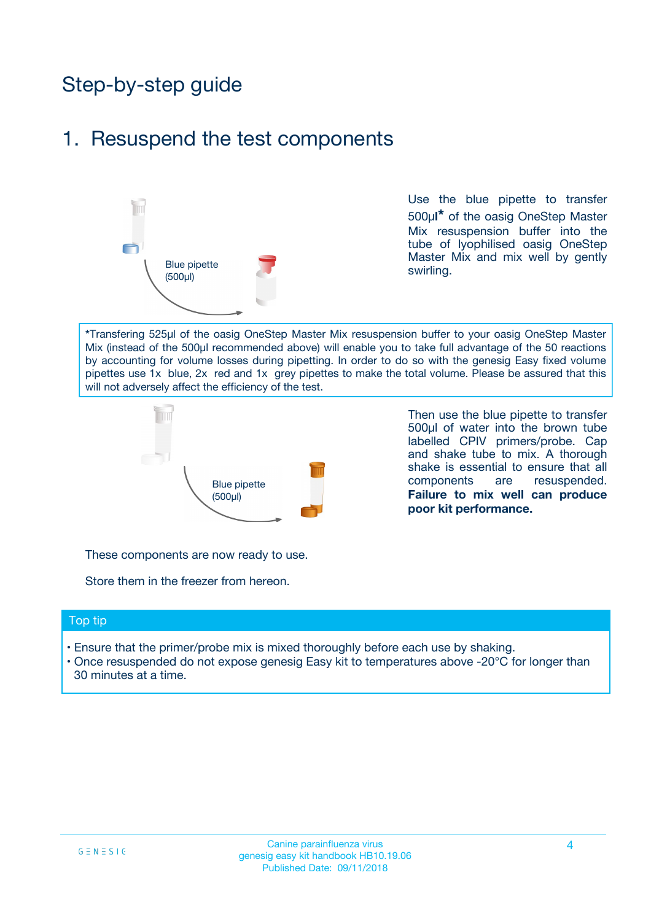# Step-by-step guide

## 1. Resuspend the test components

Blue pipette (500µl)

Use the blue pipette to transfer 500µl* of the oasig OneStep Master Mix resuspension buffer into the tube of lyophilised oasig OneStep Master Mix and mix well by gently swirling.

*Transfering 525µl of the oasig OneStep Master Mix resuspension buffer to your oasig OneStep Master Mix (instead of the 500µl recommended above) will enable you to take full advantage of the 50 reactions by accounting for volume losses during pipetting. In order to do so with the genesig Easy fixed volume pipettes use 1x blue, 2x red and 1x grey pipettes to make the total volume. Please be assured that this will not adversely affect the efficiency of the test.

Blue pipette (500µl)

Then use the blue pipette to transfer 500µl of water into the brown tube labelled CPIV primers/probe. Cap and shake tube to mix. A thorough shake is essential to ensure that all components are resuspended. **Failure to mix well can produce poor kit performance.**

These components are now ready to use.

Store them in the freezer from hereon.

### Top tip

- Ensure that the primer/probe mix is mixed thoroughly before each use by shaking.
- Once resuspended do not expose genesig Easy kit to temperatures above -20°C for longer than 30 minutes at a time.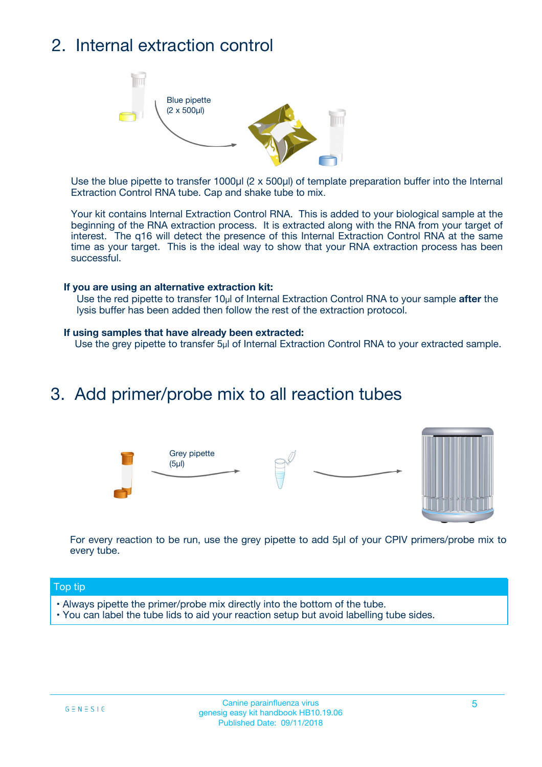## 2. Internal extraction control

Blue pipette
(2 x 500µl)

Use the blue pipette to transfer 1000µl (2 x 500µl) of template preparation buffer into the Internal Extraction Control RNA tube. Cap and shake tube to mix.

Your kit contains Internal Extraction Control RNA. This is added to your biological sample at the beginning of the RNA extraction process. It is extracted along with the RNA from your target of interest. The q16 will detect the presence of this Internal Extraction Control RNA at the same time as your target. This is the ideal way to show that your RNA extraction process has been successful.

**If you are using an alternative extraction kit:**
Use the red pipette to transfer 10µl of Internal Extraction Control RNA to your sample **after** the lysis buffer has been added then follow the rest of the extraction protocol.

**If using samples that have already been extracted:**
Use the grey pipette to transfer 5µl of Internal Extraction Control RNA to your extracted sample.

## 3. Add primer/probe mix to all reaction tubes

Grey pipette
(5µl)

For every reaction to be run, use the grey pipette to add 5µl of your CPIV primers/probe mix to every tube.

**Top tip**

- Always pipette the primer/probe mix directly into the bottom of the tube.
- You can label the tube lids to aid your reaction setup but avoid labelling tube sides.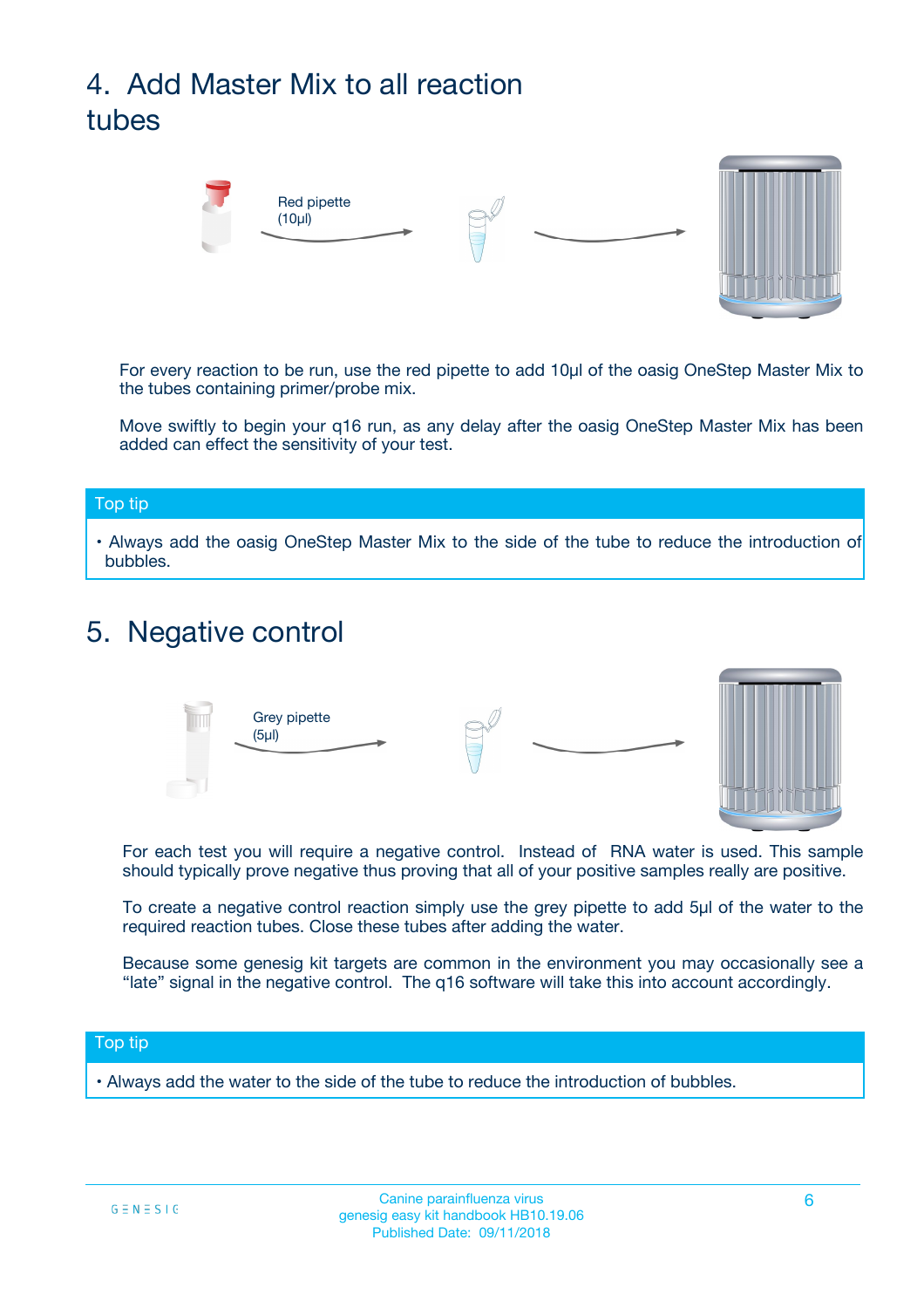## 4. Add Master Mix to all reaction tubes

Red pipette (10µl)

For every reaction to be run, use the red pipette to add 10µl of the oasig OneStep Master Mix to the tubes containing primer/probe mix.

Move swiftly to begin your q16 run, as any delay after the oasig OneStep Master Mix has been added can effect the sensitivity of your test.

**Top tip**

- Always add the oasig OneStep Master Mix to the side of the tube to reduce the introduction of bubbles.

## 5. Negative control

Grey pipette (5µl)

For each test you will require a negative control. Instead of RNA water is used. This sample should typically prove negative thus proving that all of your positive samples really are positive.

To create a negative control reaction simply use the grey pipette to add 5µl of the water to the required reaction tubes. Close these tubes after adding the water.

Because some genesig kit targets are common in the environment you may occasionally see a "late" signal in the negative control. The q16 software will take this into account accordingly.

**Top tip**

- Always add the water to the side of the tube to reduce the introduction of bubbles.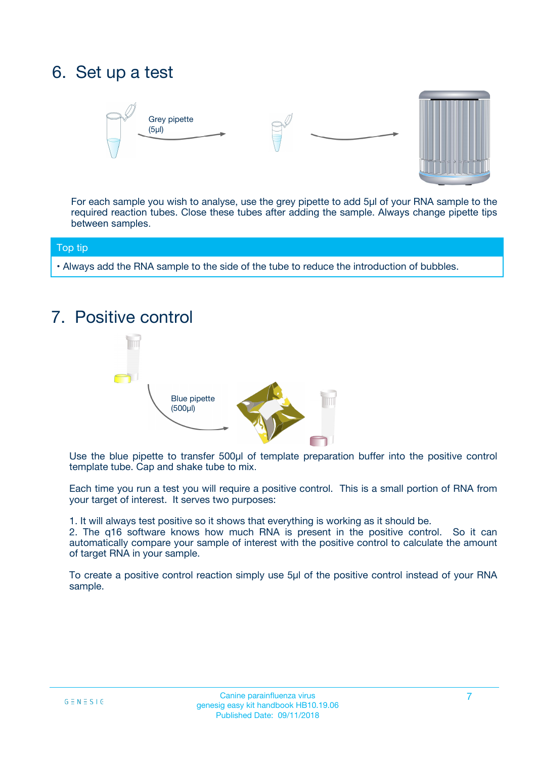## 6. Set up a test

Grey pipette (5µl)

For each sample you wish to analyse, use the grey pipette to add 5µl of your RNA sample to the required reaction tubes. Close these tubes after adding the sample. Always change pipette tips between samples.

**Top tip**

- Always add the RNA sample to the side of the tube to reduce the introduction of bubbles.

## 7. Positive control

Blue pipette (500µl)

Use the blue pipette to transfer 500µl of template preparation buffer into the positive control template tube. Cap and shake tube to mix.

Each time you run a test you will require a positive control. This is a small portion of RNA from your target of interest. It serves two purposes:

1. It will always test positive so it shows that everything is working as it should be.
2. The q16 software knows how much RNA is present in the positive control. So it can automatically compare your sample of interest with the positive control to calculate the amount of target RNA in your sample.

To create a positive control reaction simply use 5µl of the positive control instead of your RNA sample.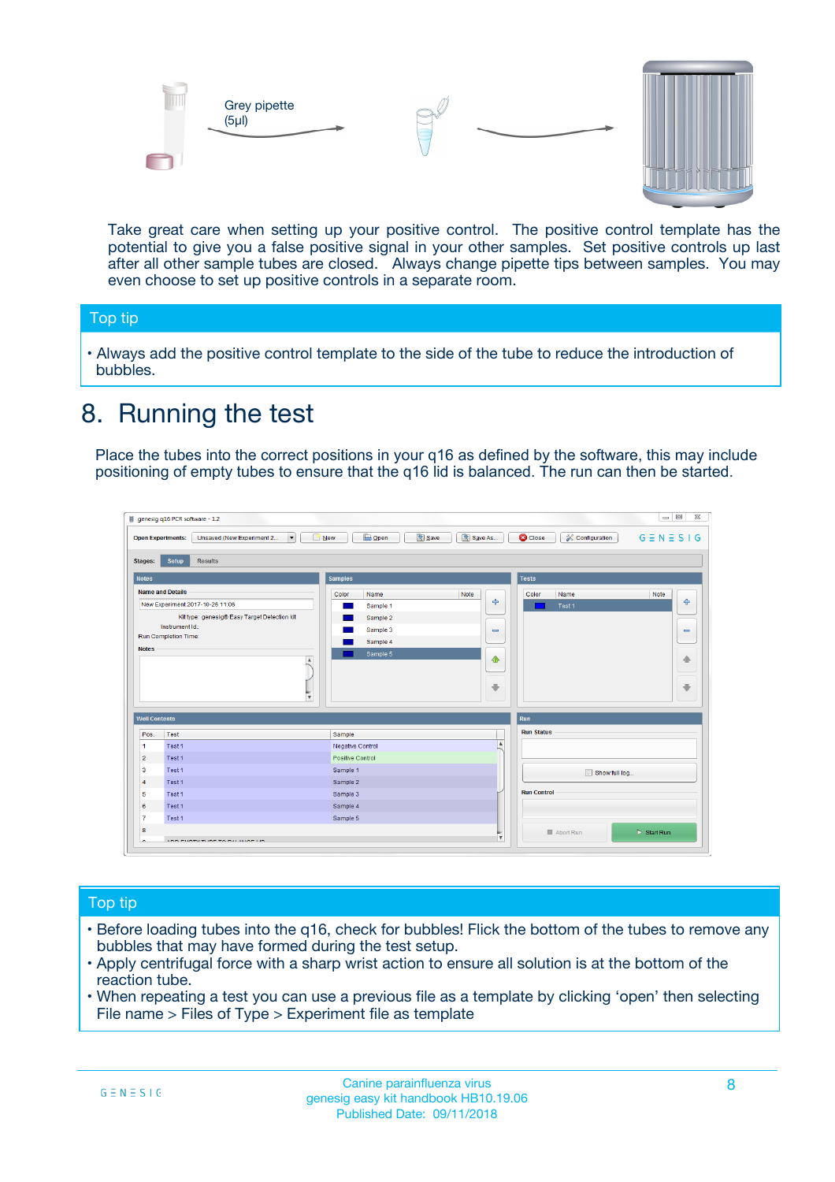Grey pipette (5µl)

Take great care when setting up your positive control. The positive control template has the potential to give you a false positive signal in your other samples. Set positive controls up last after all other sample tubes are closed. Always change pipette tips between samples. You may even choose to set up positive controls in a separate room.

## Top tip

- Always add the positive control template to the side of the tube to reduce the introduction of bubbles.

# 8. Running the test

Place the tubes into the correct positions in your q16 as defined by the software, this may include positioning of empty tubes to ensure that the q16 lid is balanced. The run can then be started.

## Top tip

- Before loading tubes into the q16, check for bubbles! Flick the bottom of the tubes to remove any bubbles that may have formed during the test setup.
- Apply centrifugal force with a sharp wrist action to ensure all solution is at the bottom of the reaction tube.
- When repeating a test you can use a previous file as a template by clicking 'open' then selecting File name > Files of Type > Experiment file as template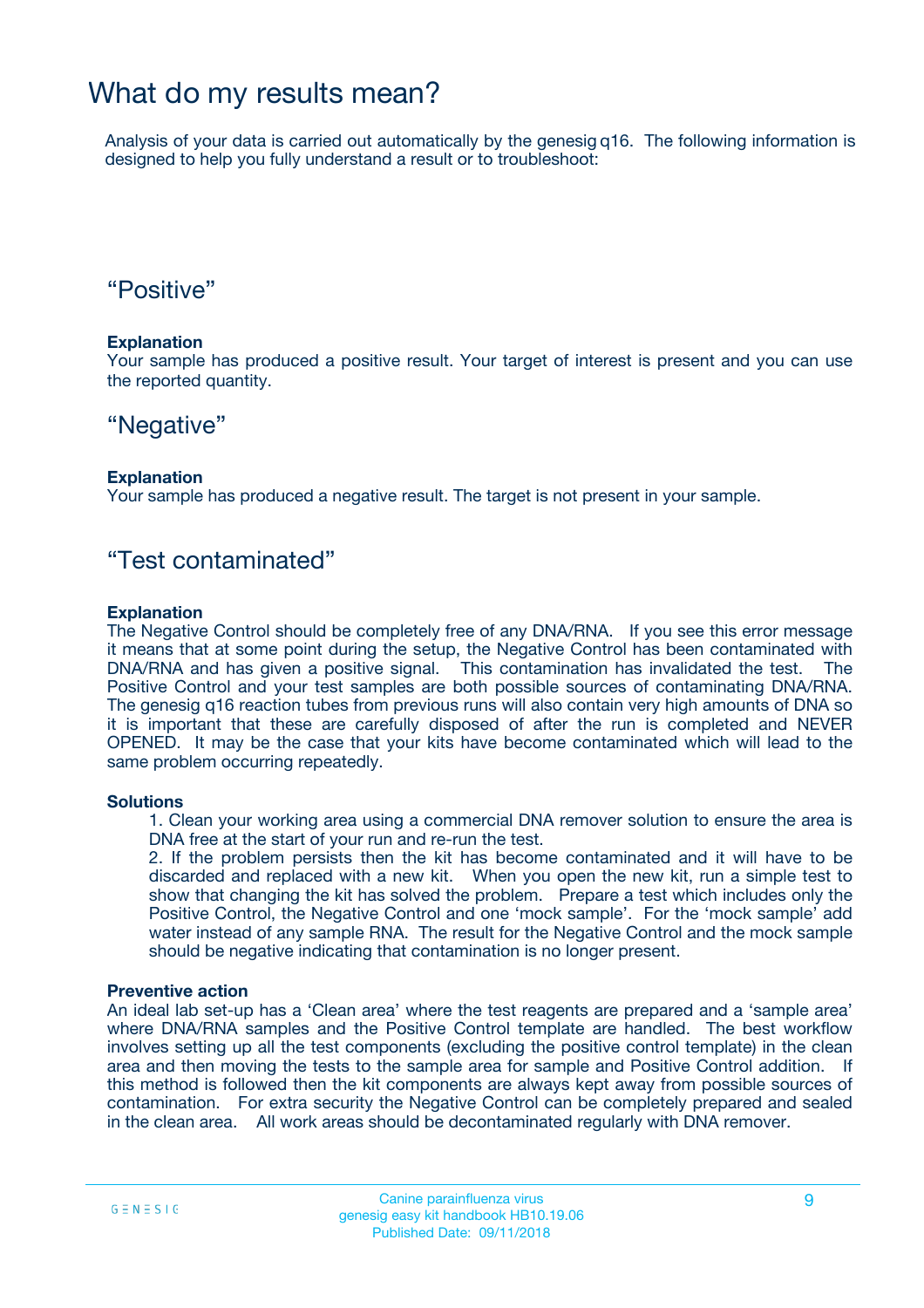# What do my results mean?

Analysis of your data is carried out automatically by the genesig q16. The following information is designed to help you fully understand a result or to troubleshoot:

## “Positive”

**Explanation**

Your sample has produced a positive result. Your target of interest is present and you can use the reported quantity.

## “Negative”

**Explanation**

Your sample has produced a negative result. The target is not present in your sample.

## “Test contaminated”

**Explanation**

The Negative Control should be completely free of any DNA/RNA. If you see this error message it means that at some point during the setup, the Negative Control has been contaminated with DNA/RNA and has given a positive signal. This contamination has invalidated the test. The Positive Control and your test samples are both possible sources of contaminating DNA/RNA. The genesig q16 reaction tubes from previous runs will also contain very high amounts of DNA so it is important that these are carefully disposed of after the run is completed and NEVER OPENED. It may be the case that your kits have become contaminated which will lead to the same problem occurring repeatedly.

**Solutions**

1. Clean your working area using a commercial DNA remover solution to ensure the area is DNA free at the start of your run and re-run the test.
2. If the problem persists then the kit has become contaminated and it will have to be discarded and replaced with a new kit. When you open the new kit, run a simple test to show that changing the kit has solved the problem. Prepare a test which includes only the Positive Control, the Negative Control and one ‘mock sample’. For the ‘mock sample’ add water instead of any sample RNA. The result for the Negative Control and the mock sample should be negative indicating that contamination is no longer present.

**Preventive action**

An ideal lab set-up has a ‘Clean area’ where the test reagents are prepared and a ‘sample area’ where DNA/RNA samples and the Positive Control template are handled. The best workflow involves setting up all the test components (excluding the positive control template) in the clean area and then moving the tests to the sample area for sample and Positive Control addition. If this method is followed then the kit components are always kept away from possible sources of contamination. For extra security the Negative Control can be completely prepared and sealed in the clean area. All work areas should be decontaminated regularly with DNA remover.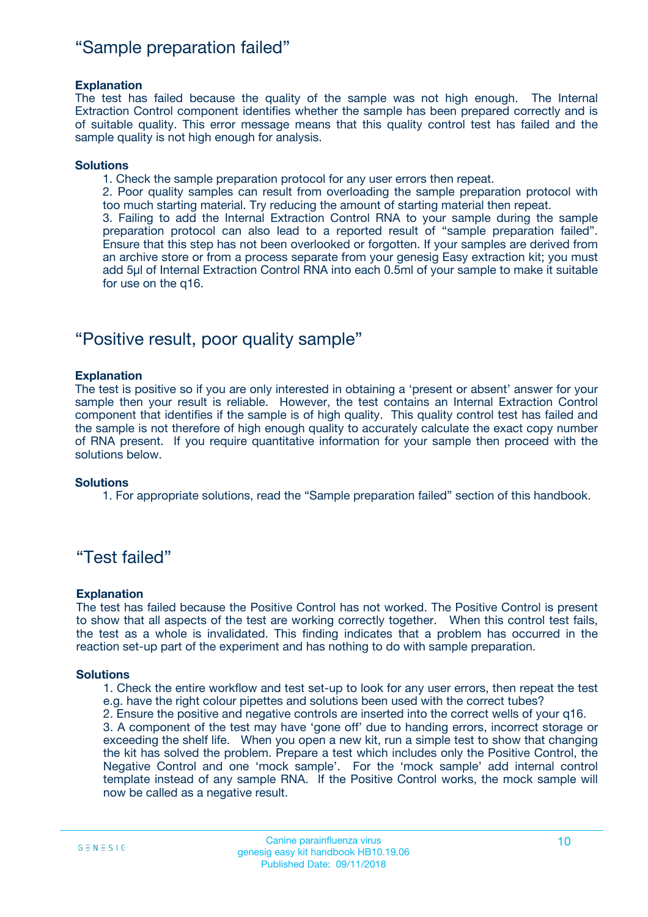## “Sample preparation failed”

**Explanation**

The test has failed because the quality of the sample was not high enough. The Internal Extraction Control component identifies whether the sample has been prepared correctly and is of suitable quality. This error message means that this quality control test has failed and the sample quality is not high enough for analysis.

**Solutions**

1. Check the sample preparation protocol for any user errors then repeat.
2. Poor quality samples can result from overloading the sample preparation protocol with too much starting material. Try reducing the amount of starting material then repeat.
3. Failing to add the Internal Extraction Control RNA to your sample during the sample preparation protocol can also lead to a reported result of “sample preparation failed”. Ensure that this step has not been overlooked or forgotten. If your samples are derived from an archive store or from a process separate from your genesig Easy extraction kit; you must add 5µl of Internal Extraction Control RNA into each 0.5ml of your sample to make it suitable for use on the q16.

## “Positive result, poor quality sample”

**Explanation**

The test is positive so if you are only interested in obtaining a ‘present or absent’ answer for your sample then your result is reliable. However, the test contains an Internal Extraction Control component that identifies if the sample is of high quality. This quality control test has failed and the sample is not therefore of high enough quality to accurately calculate the exact copy number of RNA present. If you require quantitative information for your sample then proceed with the solutions below.

**Solutions**

1. For appropriate solutions, read the “Sample preparation failed” section of this handbook.

## “Test failed”

**Explanation**

The test has failed because the Positive Control has not worked. The Positive Control is present to show that all aspects of the test are working correctly together. When this control test fails, the test as a whole is invalidated. This finding indicates that a problem has occurred in the reaction set-up part of the experiment and has nothing to do with sample preparation.

**Solutions**

1. Check the entire workflow and test set-up to look for any user errors, then repeat the test e.g. have the right colour pipettes and solutions been used with the correct tubes?
2. Ensure the positive and negative controls are inserted into the correct wells of your q16.
3. A component of the test may have ‘gone off’ due to handing errors, incorrect storage or exceeding the shelf life. When you open a new kit, run a simple test to show that changing the kit has solved the problem. Prepare a test which includes only the Positive Control, the Negative Control and one ‘mock sample’. For the ‘mock sample’ add internal control template instead of any sample RNA. If the Positive Control works, the mock sample will now be called as a negative result.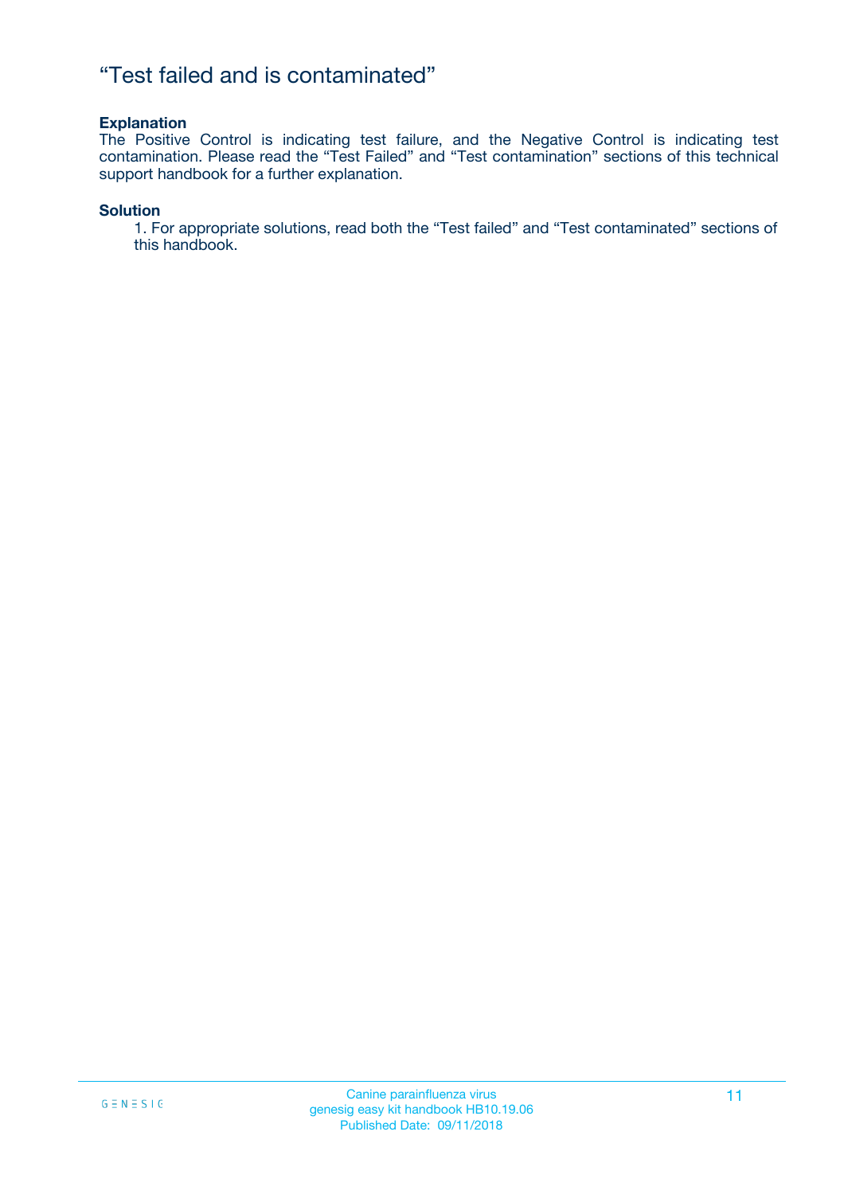# “Test failed and is contaminated”

**Explanation**

The Positive Control is indicating test failure, and the Negative Control is indicating test contamination. Please read the “Test Failed” and “Test contamination” sections of this technical support handbook for a further explanation.

**Solution**

1. For appropriate solutions, read both the “Test failed” and “Test contaminated” sections of this handbook.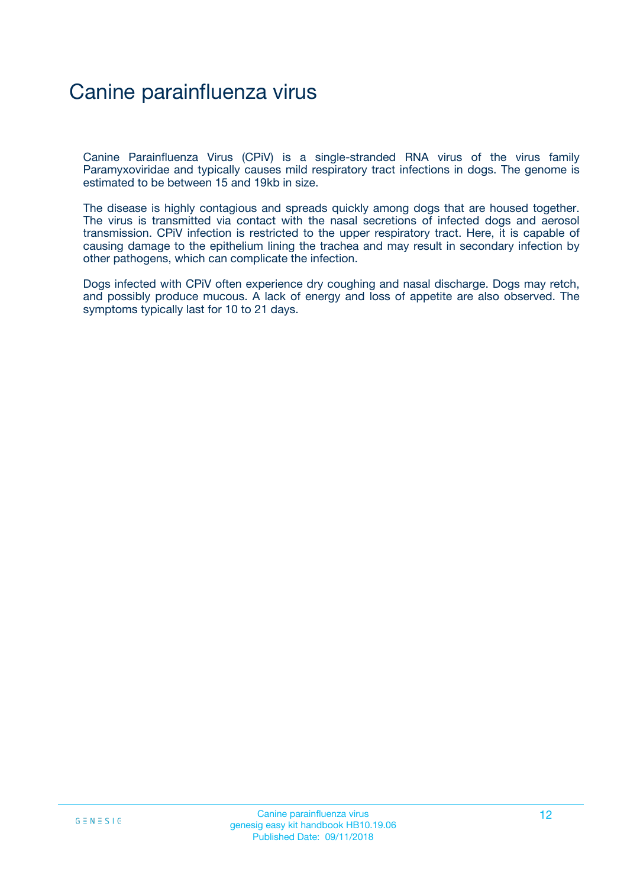# Canine parainfluenza virus

Canine Parainfluenza Virus (CPiV) is a single-stranded RNA virus of the virus family Paramyxoviridae and typically causes mild respiratory tract infections in dogs. The genome is estimated to be between 15 and 19kb in size.

The disease is highly contagious and spreads quickly among dogs that are housed together. The virus is transmitted via contact with the nasal secretions of infected dogs and aerosol transmission. CPiV infection is restricted to the upper respiratory tract. Here, it is capable of causing damage to the epithelium lining the trachea and may result in secondary infection by other pathogens, which can complicate the infection.

Dogs infected with CPiV often experience dry coughing and nasal discharge. Dogs may retch, and possibly produce mucous. A lack of energy and loss of appetite are also observed. The symptoms typically last for 10 to 21 days.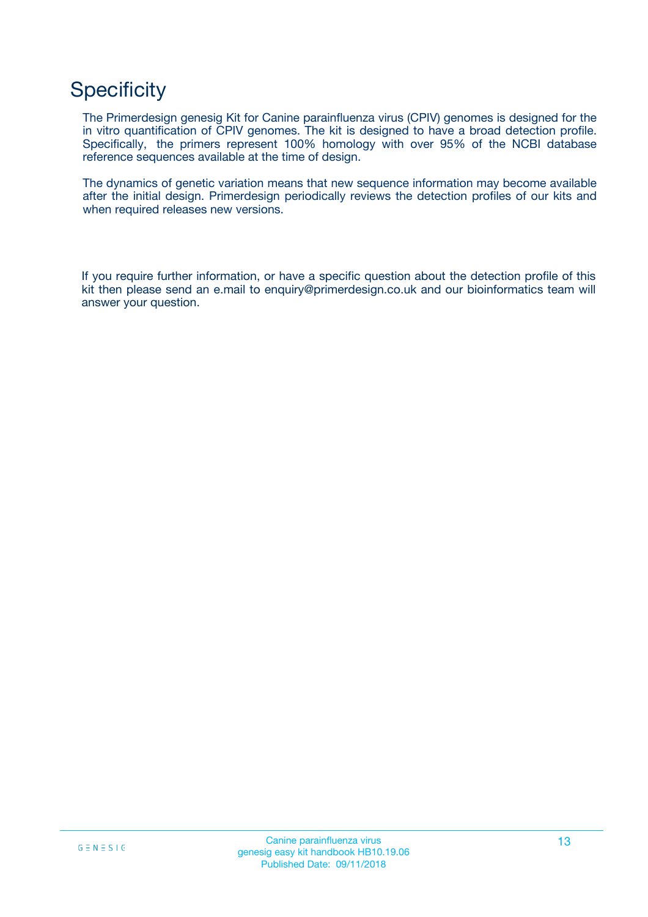# Specificity

The Primerdesign genesig Kit for Canine parainfluenza virus (CPIV) genomes is designed for the in vitro quantification of CPIV genomes. The kit is designed to have a broad detection profile. Specifically, the primers represent 100% homology with over 95% of the NCBI database reference sequences available at the time of design.

The dynamics of genetic variation means that new sequence information may become available after the initial design. Primerdesign periodically reviews the detection profiles of our kits and when required releases new versions.

If you require further information, or have a specific question about the detection profile of this kit then please send an e.mail to enquiry@primerdesign.co.uk and our bioinformatics team will answer your question.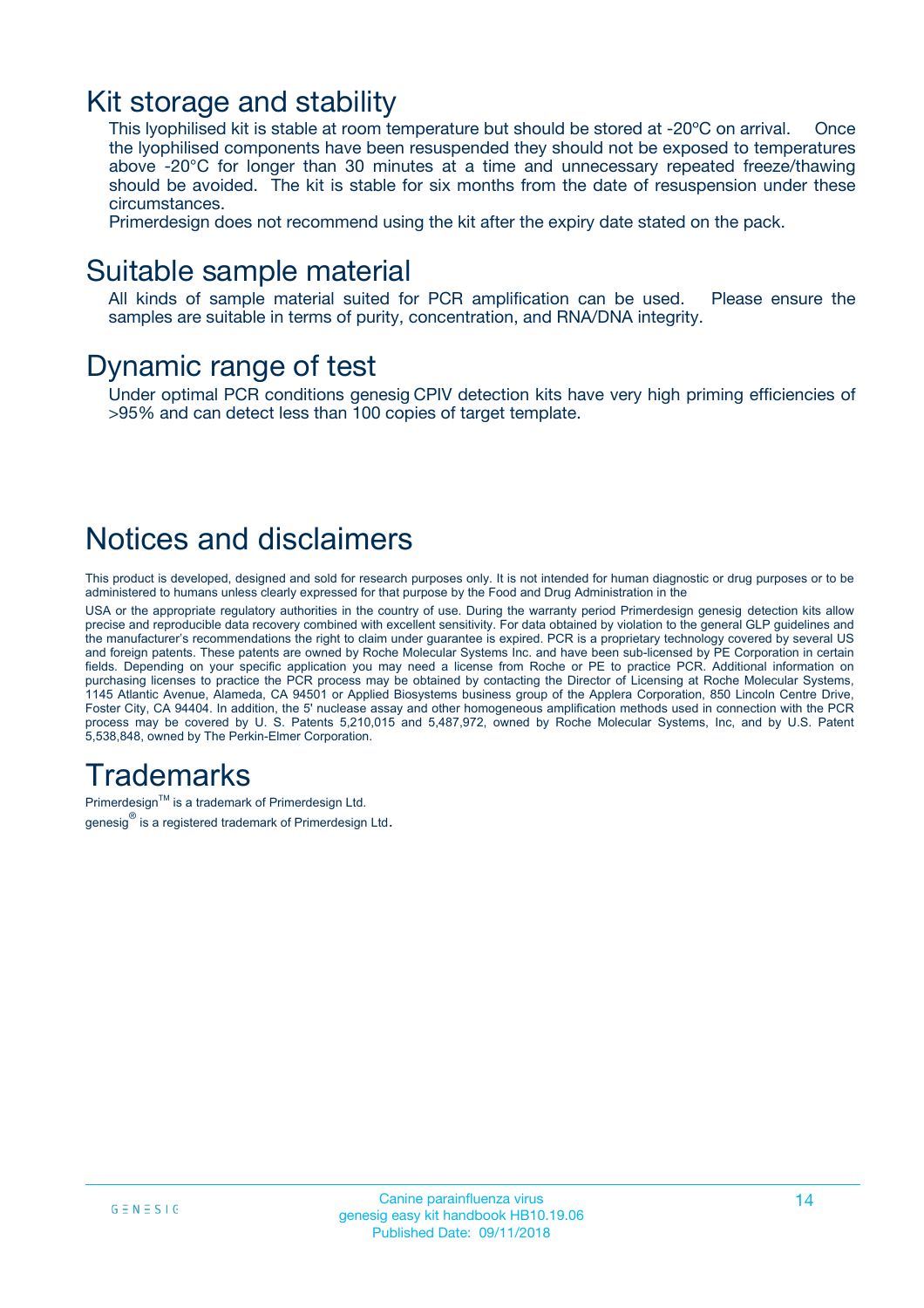# Kit storage and stability

This lyophilised kit is stable at room temperature but should be stored at -20ºC on arrival. Once the lyophilised components have been resuspended they should not be exposed to temperatures above -20°C for longer than 30 minutes at a time and unnecessary repeated freeze/thawing should be avoided. The kit is stable for six months from the date of resuspension under these circumstances.

Primerdesign does not recommend using the kit after the expiry date stated on the pack.

# Suitable sample material

All kinds of sample material suited for PCR amplification can be used. Please ensure the samples are suitable in terms of purity, concentration, and RNA/DNA integrity.

# Dynamic range of test

Under optimal PCR conditions genesig CPIV detection kits have very high priming efficiencies of >95% and can detect less than 100 copies of target template.

# Notices and disclaimers

This product is developed, designed and sold for research purposes only. It is not intended for human diagnostic or drug purposes or to be administered to humans unless clearly expressed for that purpose by the Food and Drug Administration in the

USA or the appropriate regulatory authorities in the country of use. During the warranty period Primerdesign genesig detection kits allow precise and reproducible data recovery combined with excellent sensitivity. For data obtained by violation to the general GLP guidelines and the manufacturer's recommendations the right to claim under guarantee is expired. PCR is a proprietary technology covered by several US and foreign patents. These patents are owned by Roche Molecular Systems Inc. and have been sub-licensed by PE Corporation in certain fields. Depending on your specific application you may need a license from Roche or PE to practice PCR. Additional information on purchasing licenses to practice the PCR process may be obtained by contacting the Director of Licensing at Roche Molecular Systems, 1145 Atlantic Avenue, Alameda, CA 94501 or Applied Biosystems business group of the Applera Corporation, 850 Lincoln Centre Drive, Foster City, CA 94404. In addition, the 5' nuclease assay and other homogeneous amplification methods used in connection with the PCR process may be covered by U. S. Patents 5,210,015 and 5,487,972, owned by Roche Molecular Systems, Inc, and by U.S. Patent 5,538,848, owned by The Perkin-Elmer Corporation.

# Trademarks

Primerdesign™ is a trademark of Primerdesign Ltd.

genesig® is a registered trademark of Primerdesign Ltd.